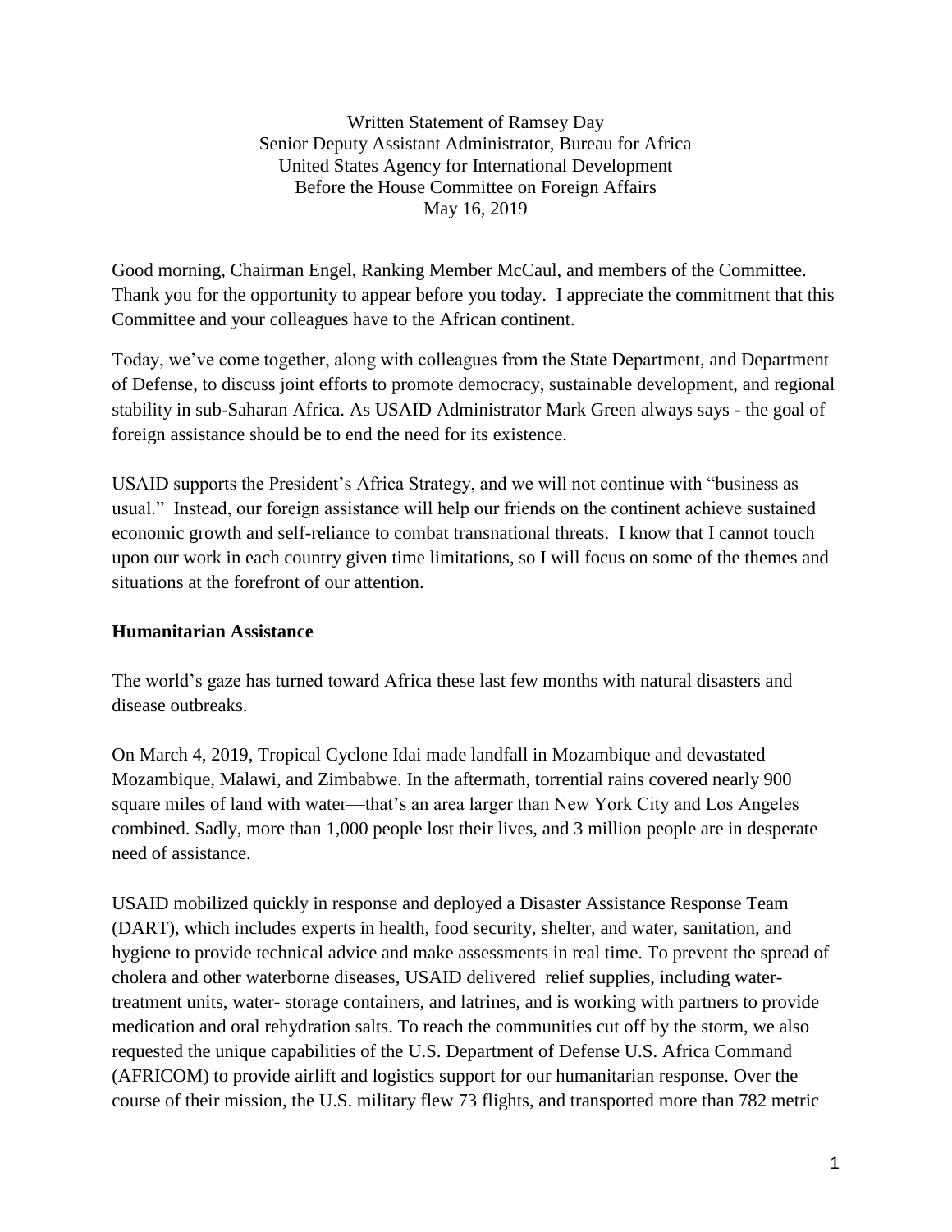Written Statement of Ramsey Day
Senior Deputy Assistant Administrator, Bureau for Africa
United States Agency for International Development
Before the House Committee on Foreign Affairs
May 16, 2019

Good morning, Chairman Engel, Ranking Member McCaul, and members of the Committee. Thank you for the opportunity to appear before you today. I appreciate the commitment that this Committee and your colleagues have to the African continent.

Today, we've come together, along with colleagues from the State Department, and Department of Defense, to discuss joint efforts to promote democracy, sustainable development, and regional stability in sub-Saharan Africa. As USAID Administrator Mark Green always says - the goal of foreign assistance should be to end the need for its existence.

USAID supports the President's Africa Strategy, and we will not continue with "business as usual." Instead, our foreign assistance will help our friends on the continent achieve sustained economic growth and self-reliance to combat transnational threats. I know that I cannot touch upon our work in each country given time limitations, so I will focus on some of the themes and situations at the forefront of our attention.

## Humanitarian Assistance

The world's gaze has turned toward Africa these last few months with natural disasters and disease outbreaks.

On March 4, 2019, Tropical Cyclone Idai made landfall in Mozambique and devastated Mozambique, Malawi, and Zimbabwe. In the aftermath, torrential rains covered nearly 900 square miles of land with water—that's an area larger than New York City and Los Angeles combined. Sadly, more than 1,000 people lost their lives, and 3 million people are in desperate need of assistance.

USAID mobilized quickly in response and deployed a Disaster Assistance Response Team (DART), which includes experts in health, food security, shelter, and water, sanitation, and hygiene to provide technical advice and make assessments in real time. To prevent the spread of cholera and other waterborne diseases, USAID delivered relief supplies, including water-treatment units, water- storage containers, and latrines, and is working with partners to provide medication and oral rehydration salts. To reach the communities cut off by the storm, we also requested the unique capabilities of the U.S. Department of Defense U.S. Africa Command (AFRICOM) to provide airlift and logistics support for our humanitarian response. Over the course of their mission, the U.S. military flew 73 flights, and transported more than 782 metric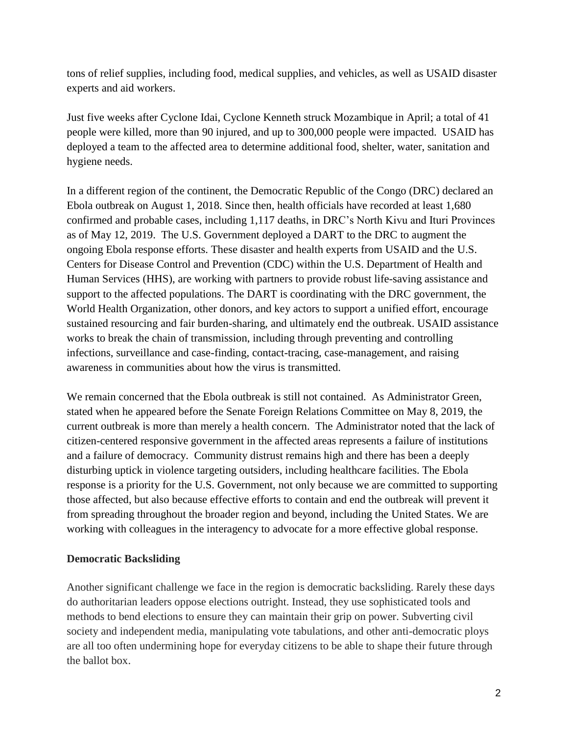tons of relief supplies, including food, medical supplies, and vehicles, as well as USAID disaster experts and aid workers.

Just five weeks after Cyclone Idai, Cyclone Kenneth struck Mozambique in April; a total of 41 people were killed, more than 90 injured, and up to 300,000 people were impacted. USAID has deployed a team to the affected area to determine additional food, shelter, water, sanitation and hygiene needs.

In a different region of the continent, the Democratic Republic of the Congo (DRC) declared an Ebola outbreak on August 1, 2018. Since then, health officials have recorded at least 1,680 confirmed and probable cases, including 1,117 deaths, in DRC's North Kivu and Ituri Provinces as of May 12, 2019. The U.S. Government deployed a DART to the DRC to augment the ongoing Ebola response efforts. These disaster and health experts from USAID and the U.S. Centers for Disease Control and Prevention (CDC) within the U.S. Department of Health and Human Services (HHS), are working with partners to provide robust life-saving assistance and support to the affected populations. The DART is coordinating with the DRC government, the World Health Organization, other donors, and key actors to support a unified effort, encourage sustained resourcing and fair burden-sharing, and ultimately end the outbreak. USAID assistance works to break the chain of transmission, including through preventing and controlling infections, surveillance and case-finding, contact-tracing, case-management, and raising awareness in communities about how the virus is transmitted.

We remain concerned that the Ebola outbreak is still not contained. As Administrator Green, stated when he appeared before the Senate Foreign Relations Committee on May 8, 2019, the current outbreak is more than merely a health concern. The Administrator noted that the lack of citizen-centered responsive government in the affected areas represents a failure of institutions and a failure of democracy. Community distrust remains high and there has been a deeply disturbing uptick in violence targeting outsiders, including healthcare facilities. The Ebola response is a priority for the U.S. Government, not only because we are committed to supporting those affected, but also because effective efforts to contain and end the outbreak will prevent it from spreading throughout the broader region and beyond, including the United States. We are working with colleagues in the interagency to advocate for a more effective global response.

**Democratic Backsliding**

Another significant challenge we face in the region is democratic backsliding. Rarely these days do authoritarian leaders oppose elections outright. Instead, they use sophisticated tools and methods to bend elections to ensure they can maintain their grip on power. Subverting civil society and independent media, manipulating vote tabulations, and other anti-democratic ploys are all too often undermining hope for everyday citizens to be able to shape their future through the ballot box.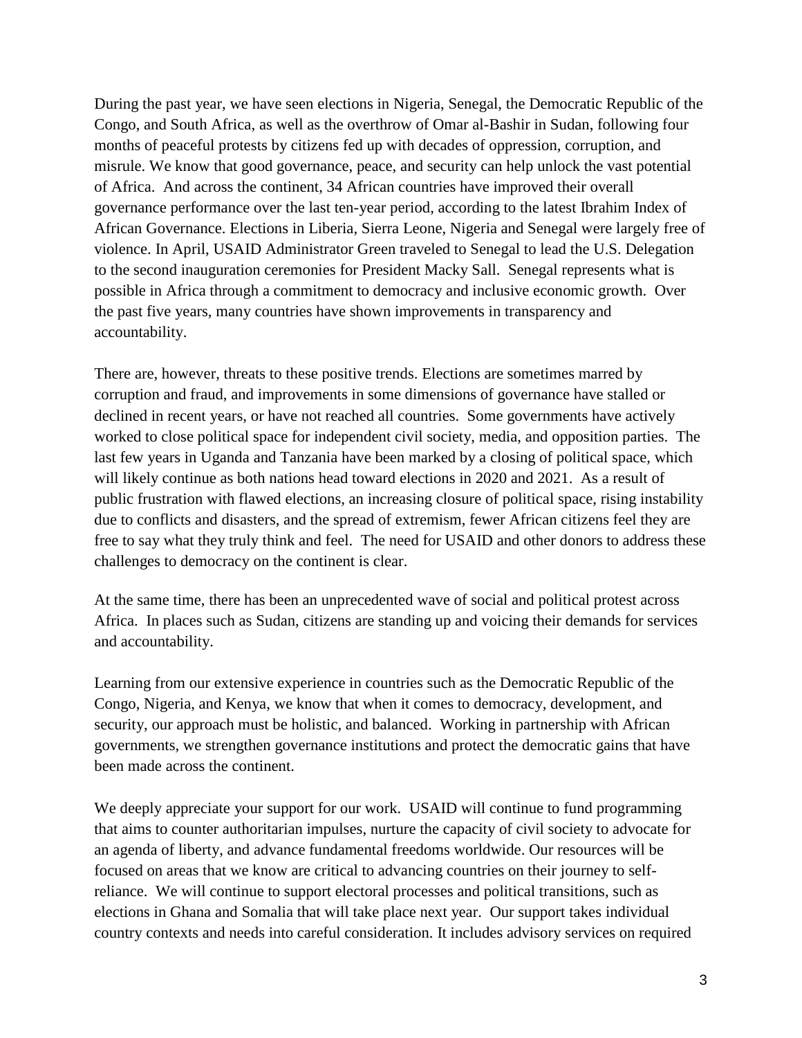During the past year, we have seen elections in Nigeria, Senegal, the Democratic Republic of the Congo, and South Africa, as well as the overthrow of Omar al-Bashir in Sudan, following four months of peaceful protests by citizens fed up with decades of oppression, corruption, and misrule. We know that good governance, peace, and security can help unlock the vast potential of Africa. And across the continent, 34 African countries have improved their overall governance performance over the last ten-year period, according to the latest Ibrahim Index of African Governance. Elections in Liberia, Sierra Leone, Nigeria and Senegal were largely free of violence. In April, USAID Administrator Green traveled to Senegal to lead the U.S. Delegation to the second inauguration ceremonies for President Macky Sall. Senegal represents what is possible in Africa through a commitment to democracy and inclusive economic growth. Over the past five years, many countries have shown improvements in transparency and accountability.

There are, however, threats to these positive trends. Elections are sometimes marred by corruption and fraud, and improvements in some dimensions of governance have stalled or declined in recent years, or have not reached all countries. Some governments have actively worked to close political space for independent civil society, media, and opposition parties. The last few years in Uganda and Tanzania have been marked by a closing of political space, which will likely continue as both nations head toward elections in 2020 and 2021. As a result of public frustration with flawed elections, an increasing closure of political space, rising instability due to conflicts and disasters, and the spread of extremism, fewer African citizens feel they are free to say what they truly think and feel. The need for USAID and other donors to address these challenges to democracy on the continent is clear.

At the same time, there has been an unprecedented wave of social and political protest across Africa. In places such as Sudan, citizens are standing up and voicing their demands for services and accountability.

Learning from our extensive experience in countries such as the Democratic Republic of the Congo, Nigeria, and Kenya, we know that when it comes to democracy, development, and security, our approach must be holistic, and balanced. Working in partnership with African governments, we strengthen governance institutions and protect the democratic gains that have been made across the continent.

We deeply appreciate your support for our work. USAID will continue to fund programming that aims to counter authoritarian impulses, nurture the capacity of civil society to advocate for an agenda of liberty, and advance fundamental freedoms worldwide. Our resources will be focused on areas that we know are critical to advancing countries on their journey to self-reliance. We will continue to support electoral processes and political transitions, such as elections in Ghana and Somalia that will take place next year. Our support takes individual country contexts and needs into careful consideration. It includes advisory services on required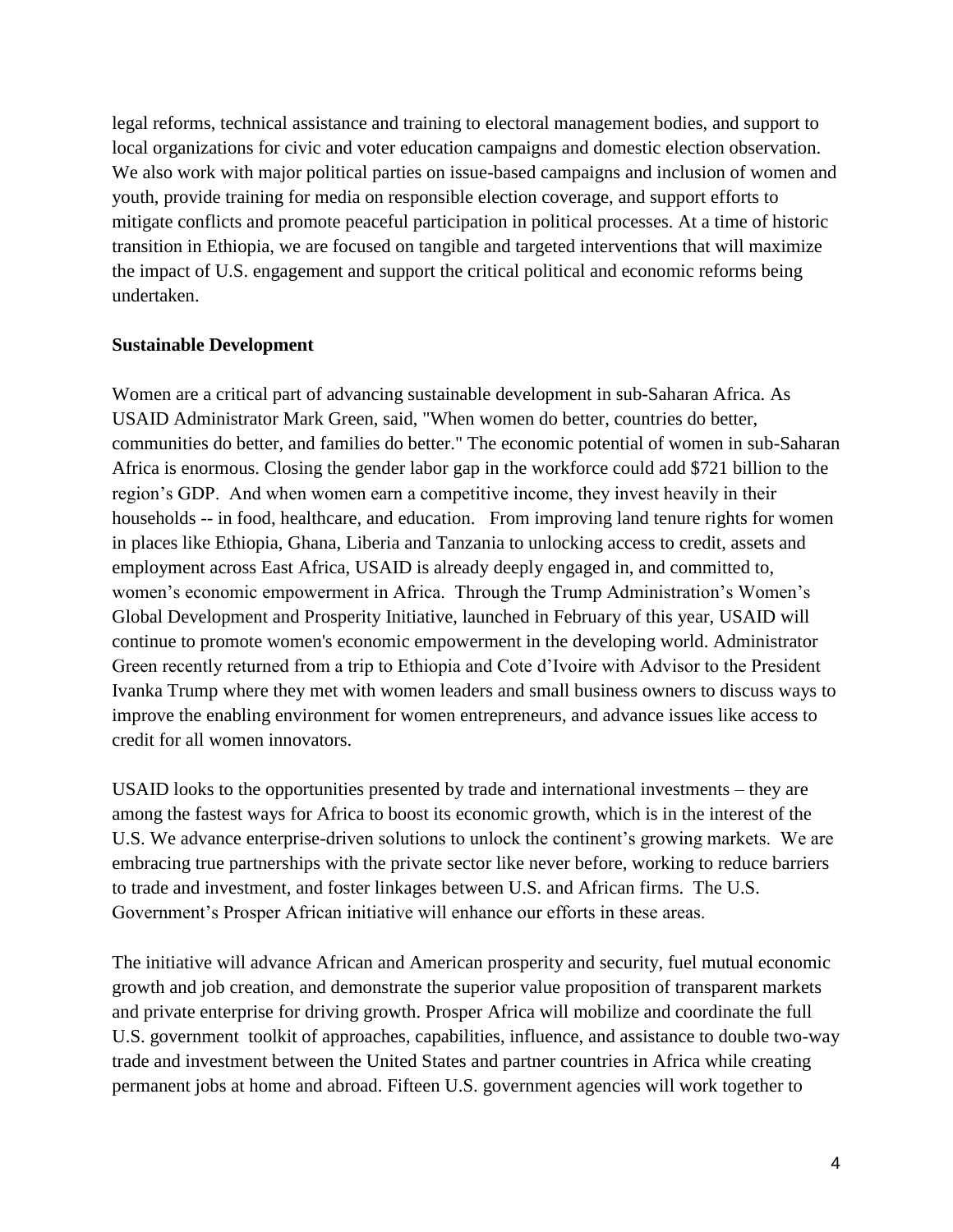legal reforms, technical assistance and training to electoral management bodies, and support to local organizations for civic and voter education campaigns and domestic election observation. We also work with major political parties on issue-based campaigns and inclusion of women and youth, provide training for media on responsible election coverage, and support efforts to mitigate conflicts and promote peaceful participation in political processes. At a time of historic transition in Ethiopia, we are focused on tangible and targeted interventions that will maximize the impact of U.S. engagement and support the critical political and economic reforms being undertaken.

**Sustainable Development**

Women are a critical part of advancing sustainable development in sub-Saharan Africa. As USAID Administrator Mark Green, said, "When women do better, countries do better, communities do better, and families do better." The economic potential of women in sub-Saharan Africa is enormous. Closing the gender labor gap in the workforce could add $721 billion to the region's GDP. And when women earn a competitive income, they invest heavily in their households -- in food, healthcare, and education. From improving land tenure rights for women in places like Ethiopia, Ghana, Liberia and Tanzania to unlocking access to credit, assets and employment across East Africa, USAID is already deeply engaged in, and committed to, women's economic empowerment in Africa. Through the Trump Administration's Women's Global Development and Prosperity Initiative, launched in February of this year, USAID will continue to promote women's economic empowerment in the developing world. Administrator Green recently returned from a trip to Ethiopia and Cote d'Ivoire with Advisor to the President Ivanka Trump where they met with women leaders and small business owners to discuss ways to improve the enabling environment for women entrepreneurs, and advance issues like access to credit for all women innovators.

USAID looks to the opportunities presented by trade and international investments – they are among the fastest ways for Africa to boost its economic growth, which is in the interest of the U.S. We advance enterprise-driven solutions to unlock the continent's growing markets. We are embracing true partnerships with the private sector like never before, working to reduce barriers to trade and investment, and foster linkages between U.S. and African firms. The U.S. Government's Prosper African initiative will enhance our efforts in these areas.

The initiative will advance African and American prosperity and security, fuel mutual economic growth and job creation, and demonstrate the superior value proposition of transparent markets and private enterprise for driving growth. Prosper Africa will mobilize and coordinate the full U.S. government toolkit of approaches, capabilities, influence, and assistance to double two-way trade and investment between the United States and partner countries in Africa while creating permanent jobs at home and abroad. Fifteen U.S. government agencies will work together to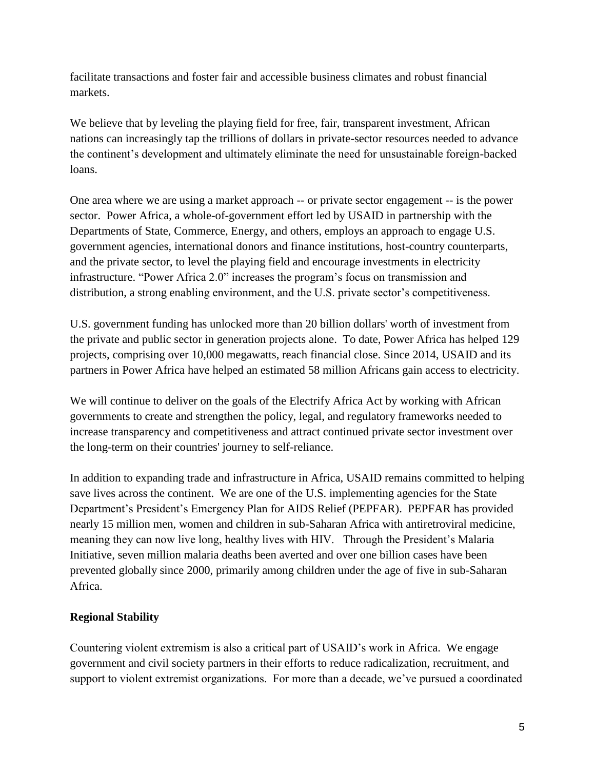facilitate transactions and foster fair and accessible business climates and robust financial markets.

We believe that by leveling the playing field for free, fair, transparent investment, African nations can increasingly tap the trillions of dollars in private-sector resources needed to advance the continent's development and ultimately eliminate the need for unsustainable foreign-backed loans.

One area where we are using a market approach -- or private sector engagement -- is the power sector. Power Africa, a whole-of-government effort led by USAID in partnership with the Departments of State, Commerce, Energy, and others, employs an approach to engage U.S. government agencies, international donors and finance institutions, host-country counterparts, and the private sector, to level the playing field and encourage investments in electricity infrastructure. "Power Africa 2.0" increases the program's focus on transmission and distribution, a strong enabling environment, and the U.S. private sector's competitiveness.

U.S. government funding has unlocked more than 20 billion dollars' worth of investment from the private and public sector in generation projects alone. To date, Power Africa has helped 129 projects, comprising over 10,000 megawatts, reach financial close. Since 2014, USAID and its partners in Power Africa have helped an estimated 58 million Africans gain access to electricity.

We will continue to deliver on the goals of the Electrify Africa Act by working with African governments to create and strengthen the policy, legal, and regulatory frameworks needed to increase transparency and competitiveness and attract continued private sector investment over the long-term on their countries' journey to self-reliance.

In addition to expanding trade and infrastructure in Africa, USAID remains committed to helping save lives across the continent. We are one of the U.S. implementing agencies for the State Department's President's Emergency Plan for AIDS Relief (PEPFAR). PEPFAR has provided nearly 15 million men, women and children in sub-Saharan Africa with antiretroviral medicine, meaning they can now live long, healthy lives with HIV. Through the President's Malaria Initiative, seven million malaria deaths been averted and over one billion cases have been prevented globally since 2000, primarily among children under the age of five in sub-Saharan Africa.

**Regional Stability**

Countering violent extremism is also a critical part of USAID's work in Africa. We engage government and civil society partners in their efforts to reduce radicalization, recruitment, and support to violent extremist organizations. For more than a decade, we've pursued a coordinated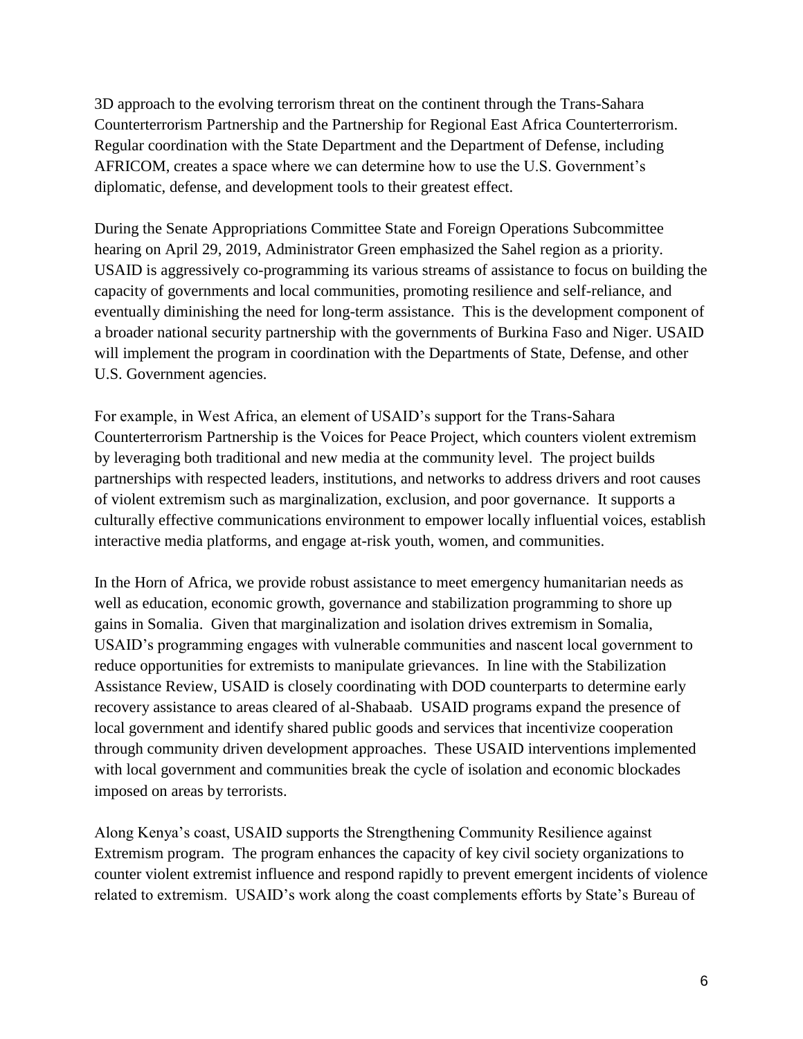3D approach to the evolving terrorism threat on the continent through the Trans-Sahara Counterterrorism Partnership and the Partnership for Regional East Africa Counterterrorism. Regular coordination with the State Department and the Department of Defense, including AFRICOM, creates a space where we can determine how to use the U.S. Government's diplomatic, defense, and development tools to their greatest effect.

During the Senate Appropriations Committee State and Foreign Operations Subcommittee hearing on April 29, 2019, Administrator Green emphasized the Sahel region as a priority. USAID is aggressively co-programming its various streams of assistance to focus on building the capacity of governments and local communities, promoting resilience and self-reliance, and eventually diminishing the need for long-term assistance. This is the development component of a broader national security partnership with the governments of Burkina Faso and Niger. USAID will implement the program in coordination with the Departments of State, Defense, and other U.S. Government agencies.

For example, in West Africa, an element of USAID's support for the Trans-Sahara Counterterrorism Partnership is the Voices for Peace Project, which counters violent extremism by leveraging both traditional and new media at the community level. The project builds partnerships with respected leaders, institutions, and networks to address drivers and root causes of violent extremism such as marginalization, exclusion, and poor governance. It supports a culturally effective communications environment to empower locally influential voices, establish interactive media platforms, and engage at-risk youth, women, and communities.

In the Horn of Africa, we provide robust assistance to meet emergency humanitarian needs as well as education, economic growth, governance and stabilization programming to shore up gains in Somalia. Given that marginalization and isolation drives extremism in Somalia, USAID's programming engages with vulnerable communities and nascent local government to reduce opportunities for extremists to manipulate grievances. In line with the Stabilization Assistance Review, USAID is closely coordinating with DOD counterparts to determine early recovery assistance to areas cleared of al-Shabaab. USAID programs expand the presence of local government and identify shared public goods and services that incentivize cooperation through community driven development approaches. These USAID interventions implemented with local government and communities break the cycle of isolation and economic blockades imposed on areas by terrorists.

Along Kenya's coast, USAID supports the Strengthening Community Resilience against Extremism program. The program enhances the capacity of key civil society organizations to counter violent extremist influence and respond rapidly to prevent emergent incidents of violence related to extremism. USAID's work along the coast complements efforts by State's Bureau of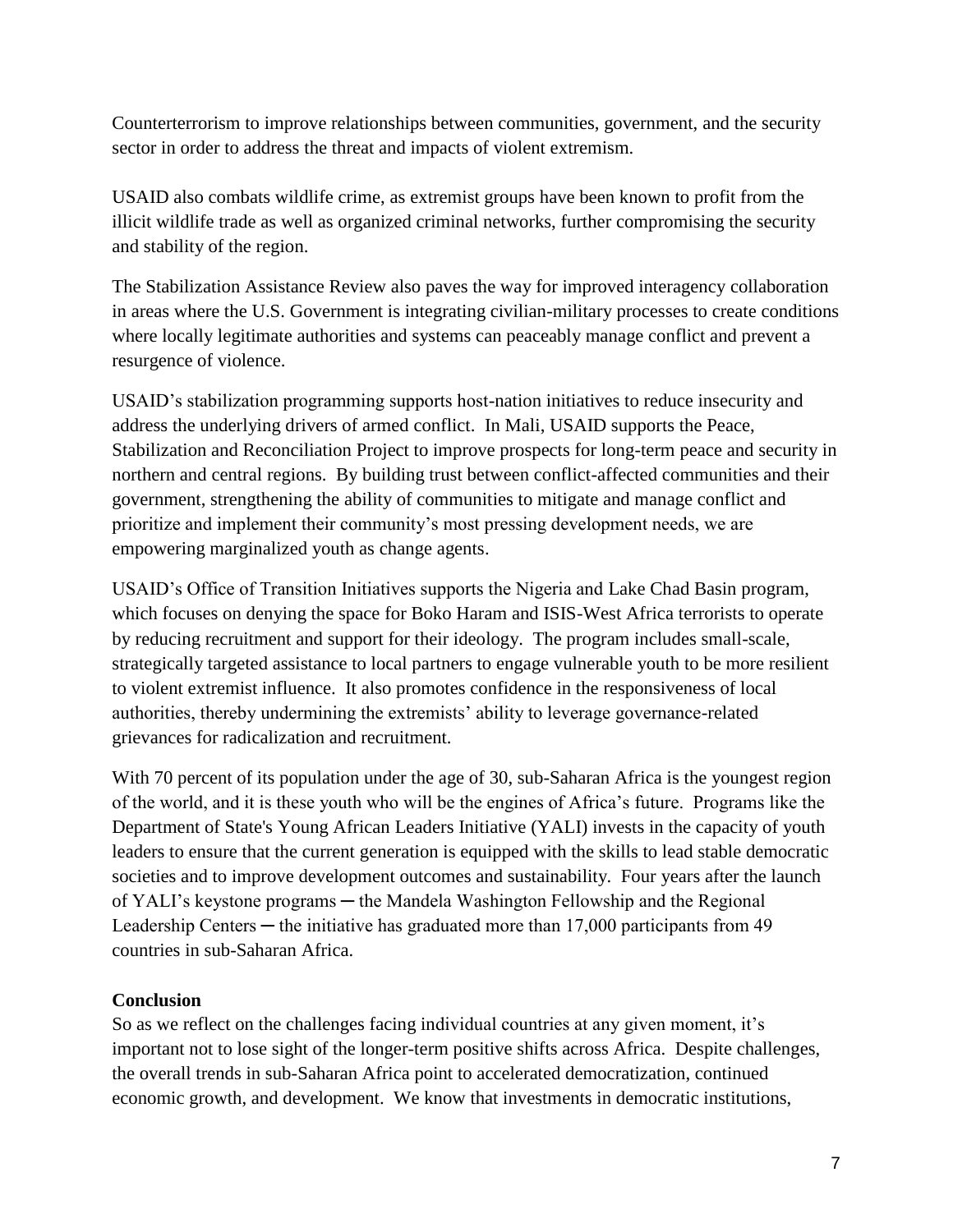Counterterrorism to improve relationships between communities, government, and the security sector in order to address the threat and impacts of violent extremism.

USAID also combats wildlife crime, as extremist groups have been known to profit from the illicit wildlife trade as well as organized criminal networks, further compromising the security and stability of the region.

The Stabilization Assistance Review also paves the way for improved interagency collaboration in areas where the U.S. Government is integrating civilian-military processes to create conditions where locally legitimate authorities and systems can peaceably manage conflict and prevent a resurgence of violence.

USAID's stabilization programming supports host-nation initiatives to reduce insecurity and address the underlying drivers of armed conflict. In Mali, USAID supports the Peace, Stabilization and Reconciliation Project to improve prospects for long-term peace and security in northern and central regions. By building trust between conflict-affected communities and their government, strengthening the ability of communities to mitigate and manage conflict and prioritize and implement their community's most pressing development needs, we are empowering marginalized youth as change agents.

USAID's Office of Transition Initiatives supports the Nigeria and Lake Chad Basin program, which focuses on denying the space for Boko Haram and ISIS-West Africa terrorists to operate by reducing recruitment and support for their ideology. The program includes small-scale, strategically targeted assistance to local partners to engage vulnerable youth to be more resilient to violent extremist influence. It also promotes confidence in the responsiveness of local authorities, thereby undermining the extremists' ability to leverage governance-related grievances for radicalization and recruitment.

With 70 percent of its population under the age of 30, sub-Saharan Africa is the youngest region of the world, and it is these youth who will be the engines of Africa's future. Programs like the Department of State's Young African Leaders Initiative (YALI) invests in the capacity of youth leaders to ensure that the current generation is equipped with the skills to lead stable democratic societies and to improve development outcomes and sustainability. Four years after the launch of YALI's keystone programs ─ the Mandela Washington Fellowship and the Regional Leadership Centers ─ the initiative has graduated more than 17,000 participants from 49 countries in sub-Saharan Africa.

**Conclusion**

So as we reflect on the challenges facing individual countries at any given moment, it's important not to lose sight of the longer-term positive shifts across Africa. Despite challenges, the overall trends in sub-Saharan Africa point to accelerated democratization, continued economic growth, and development. We know that investments in democratic institutions,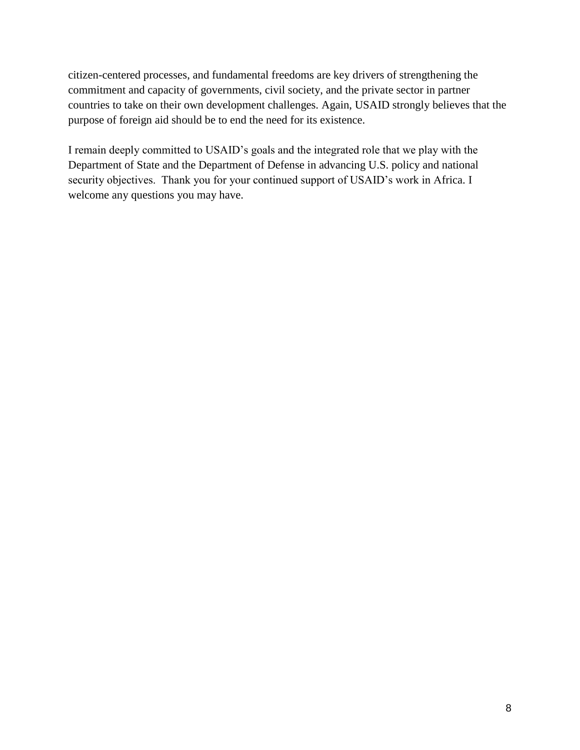citizen-centered processes, and fundamental freedoms are key drivers of strengthening the commitment and capacity of governments, civil society, and the private sector in partner countries to take on their own development challenges. Again, USAID strongly believes that the purpose of foreign aid should be to end the need for its existence.

I remain deeply committed to USAID's goals and the integrated role that we play with the Department of State and the Department of Defense in advancing U.S. policy and national security objectives. Thank you for your continued support of USAID's work in Africa. I welcome any questions you may have.